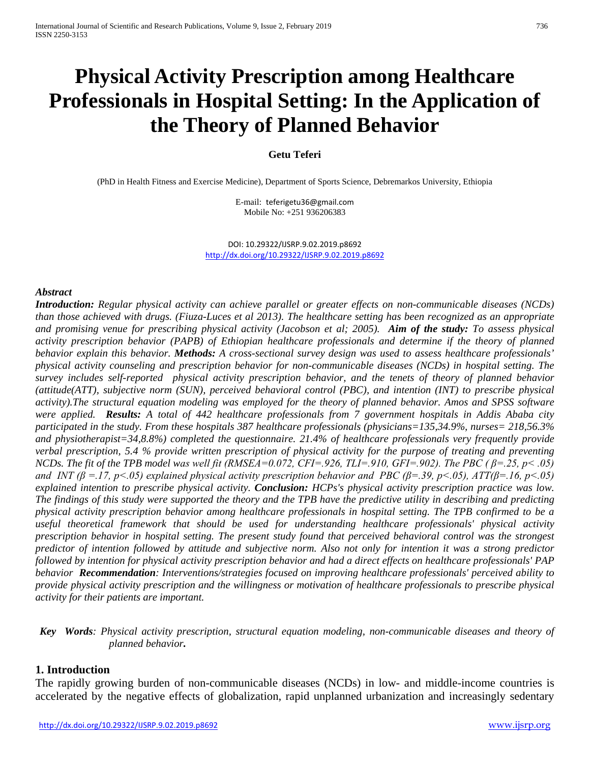# Physical Activity Prescription among Healthcare Professionals in Hospital Setting: In the Application of the Theory of Planned Behavior

**Getu Teferi**

(PhD in Health Fitness and Exercise Medicine), Department of Sports Science, Debremarkos University, Ethiopia

E-mail: teferigetu36@gmail.com
Mobile No: +251 936206383

DOI: 10.29322/IJSRP.9.02.2019.p8692
http://dx.doi.org/10.29322/IJSRP.9.02.2019.p8692

***Abstract***

***Introduction:*** *Regular physical activity can achieve parallel or greater effects on non-communicable diseases (NCDs) than those achieved with drugs. (Fiuza-Luces et al 2013). The healthcare setting has been recognized as an appropriate and promising venue for prescribing physical activity (Jacobson et al; 2005).* ***Aim of the study:*** *To assess physical activity prescription behavior (PAPB) of Ethiopian healthcare professionals and determine if the theory of planned behavior explain this behavior.* ***Methods:*** *A cross-sectional survey design was used to assess healthcare professionals' physical activity counseling and prescription behavior for non-communicable diseases (NCDs) in hospital setting. The survey includes self-reported physical activity prescription behavior, and the tenets of theory of planned behavior (attitude(ATT), subjective norm (SUN), perceived behavioral control (PBC), and intention (INT) to prescribe physical activity).The structural equation modeling was employed for the theory of planned behavior. Amos and SPSS software were applied.* ***Results:*** *A total of 442 healthcare professionals from 7 government hospitals in Addis Ababa city participated in the study. From these hospitals 387 healthcare professionals (physicians=135,34.9%, nurses= 218,56.3% and physiotherapist=34,8.8%) completed the questionnaire. 21.4% of healthcare professionals very frequently provide verbal prescription, 5.4 % provide written prescription of physical activity for the purpose of treating and preventing NCDs. The fit of the TPB model was well fit (RMSEA=0.072, CFI=.926, TLI=.910, GFI=.902). The PBC ($\beta$=.25, $p<.05$) and INT ($\beta$=.17, $p<.05$) explained physical activity prescription behavior and PBC ($\beta$=.39, $p<.05$), ATT($\beta$=.16, $p<.05$) explained intention to prescribe physical activity.* ***Conclusion:*** *HCPs's physical activity prescription practice was low. The findings of this study were supported the theory and the TPB have the predictive utility in describing and predicting physical activity prescription behavior among healthcare professionals in hospital setting. The TPB confirmed to be a useful theoretical framework that should be used for understanding healthcare professionals' physical activity prescription behavior in hospital setting. The present study found that perceived behavioral control was the strongest predictor of intention followed by attitude and subjective norm. Also not only for intention it was a strong predictor followed by intention for physical activity prescription behavior and had a direct effects on healthcare professionals' PAP behavior* ***Recommendation****: Interventions/strategies focused on improving healthcare professionals' perceived ability to provide physical activity prescription and the willingness or motivation of healthcare professionals to prescribe physical activity for their patients are important.*

***Key Words****: Physical activity prescription, structural equation modeling, non-communicable diseases and theory of planned behavior****.***

## 1. Introduction

The rapidly growing burden of non-communicable diseases (NCDs) in low- and middle-income countries is accelerated by the negative effects of globalization, rapid unplanned urbanization and increasingly sedentary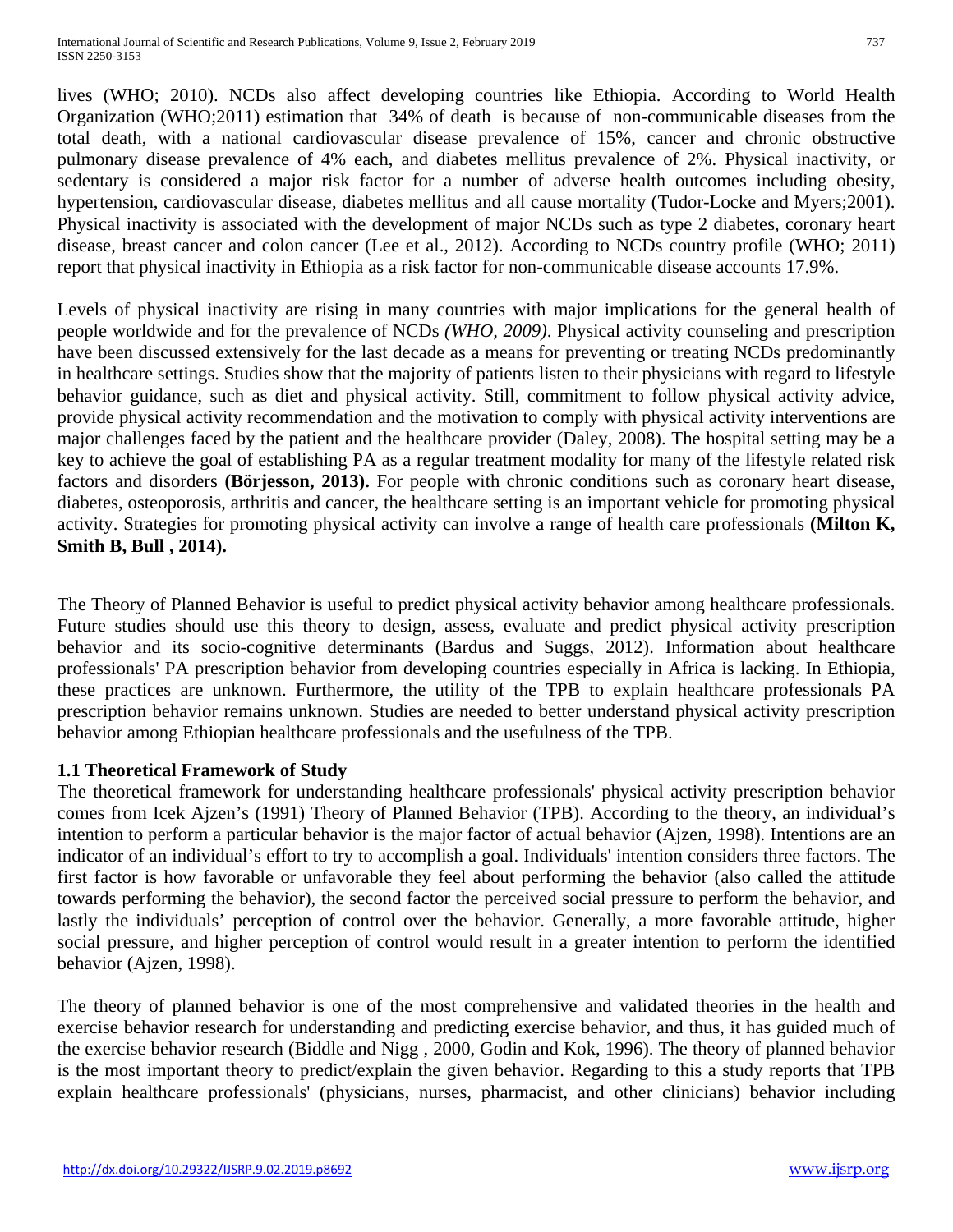lives (WHO; 2010). NCDs also affect developing countries like Ethiopia. According to World Health Organization (WHO;2011) estimation that 34% of death is because of non-communicable diseases from the total death, with a national cardiovascular disease prevalence of 15%, cancer and chronic obstructive pulmonary disease prevalence of 4% each, and diabetes mellitus prevalence of 2%. Physical inactivity, or sedentary is considered a major risk factor for a number of adverse health outcomes including obesity, hypertension, cardiovascular disease, diabetes mellitus and all cause mortality (Tudor-Locke and Myers;2001). Physical inactivity is associated with the development of major NCDs such as type 2 diabetes, coronary heart disease, breast cancer and colon cancer (Lee et al., 2012). According to NCDs country profile (WHO; 2011) report that physical inactivity in Ethiopia as a risk factor for non-communicable disease accounts 17.9%.

Levels of physical inactivity are rising in many countries with major implications for the general health of people worldwide and for the prevalence of NCDs *(WHO, 2009)*. Physical activity counseling and prescription have been discussed extensively for the last decade as a means for preventing or treating NCDs predominantly in healthcare settings. Studies show that the majority of patients listen to their physicians with regard to lifestyle behavior guidance, such as diet and physical activity. Still, commitment to follow physical activity advice, provide physical activity recommendation and the motivation to comply with physical activity interventions are major challenges faced by the patient and the healthcare provider (Daley, 2008). The hospital setting may be a key to achieve the goal of establishing PA as a regular treatment modality for many of the lifestyle related risk factors and disorders **(Börjesson, 2013).** For people with chronic conditions such as coronary heart disease, diabetes, osteoporosis, arthritis and cancer, the healthcare setting is an important vehicle for promoting physical activity. Strategies for promoting physical activity can involve a range of health care professionals **(Milton K, Smith B, Bull , 2014).**

The Theory of Planned Behavior is useful to predict physical activity behavior among healthcare professionals. Future studies should use this theory to design, assess, evaluate and predict physical activity prescription behavior and its socio-cognitive determinants (Bardus and Suggs, 2012). Information about healthcare professionals' PA prescription behavior from developing countries especially in Africa is lacking. In Ethiopia, these practices are unknown. Furthermore, the utility of the TPB to explain healthcare professionals PA prescription behavior remains unknown. Studies are needed to better understand physical activity prescription behavior among Ethiopian healthcare professionals and the usefulness of the TPB.

### 1.1 Theoretical Framework of Study

The theoretical framework for understanding healthcare professionals' physical activity prescription behavior comes from Icek Ajzen's (1991) Theory of Planned Behavior (TPB). According to the theory, an individual's intention to perform a particular behavior is the major factor of actual behavior (Ajzen, 1998). Intentions are an indicator of an individual's effort to try to accomplish a goal. Individuals' intention considers three factors. The first factor is how favorable or unfavorable they feel about performing the behavior (also called the attitude towards performing the behavior), the second factor the perceived social pressure to perform the behavior, and lastly the individuals' perception of control over the behavior. Generally, a more favorable attitude, higher social pressure, and higher perception of control would result in a greater intention to perform the identified behavior (Ajzen, 1998).

The theory of planned behavior is one of the most comprehensive and validated theories in the health and exercise behavior research for understanding and predicting exercise behavior, and thus, it has guided much of the exercise behavior research (Biddle and Nigg , 2000, Godin and Kok, 1996). The theory of planned behavior is the most important theory to predict/explain the given behavior. Regarding to this a study reports that TPB explain healthcare professionals' (physicians, nurses, pharmacist, and other clinicians) behavior including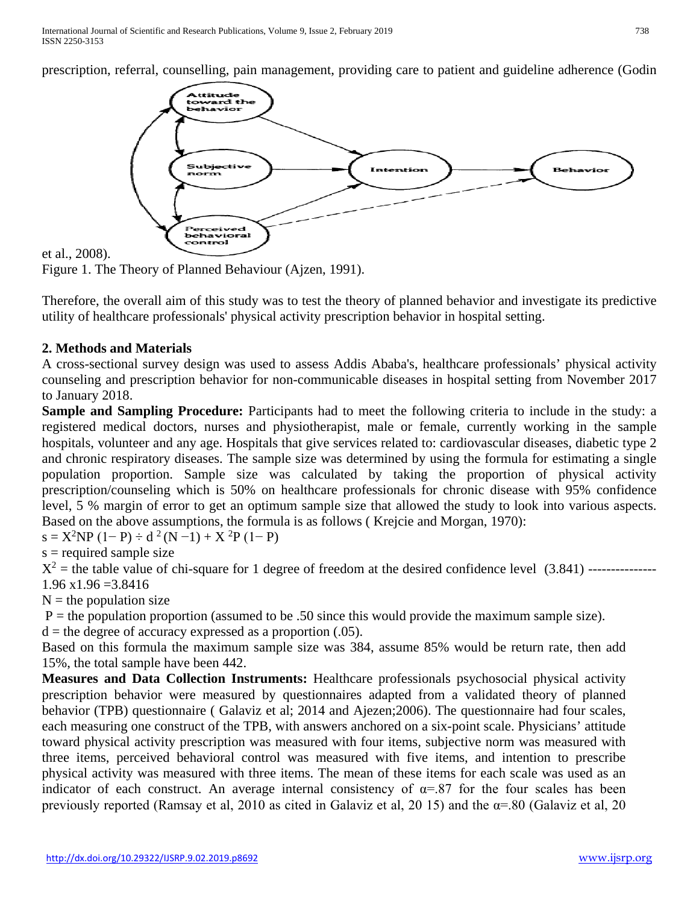prescription, referral, counselling, pain management, providing care to patient and guideline adherence (Godin et al., 2008).

Figure 1. The Theory of Planned Behaviour (Ajzen, 1991).

Therefore, the overall aim of this study was to test the theory of planned behavior and investigate its predictive utility of healthcare professionals' physical activity prescription behavior in hospital setting.

## 2. Methods and Materials

A cross-sectional survey design was used to assess Addis Ababa's, healthcare professionals' physical activity counseling and prescription behavior for non-communicable diseases in hospital setting from November 2017 to January 2018.

**Sample and Sampling Procedure:** Participants had to meet the following criteria to include in the study: a registered medical doctors, nurses and physiotherapist, male or female, currently working in the sample hospitals, volunteer and any age. Hospitals that give services related to: cardiovascular diseases, diabetic type 2 and chronic respiratory diseases. The sample size was determined by using the formula for estimating a single population proportion. Sample size was calculated by taking the proportion of physical activity prescription/counseling which is 50% on healthcare professionals for chronic disease with 95% confidence level, 5 % margin of error to get an optimum sample size that allowed the study to look into various aspects. Based on the above assumptions, the formula is as follows ( Krejcie and Morgan, 1970):

$s = X^2NP\ (1-P) \div d^2\ (N-1) + X^2P\ (1-P)$

s = required sample size

$X^2$ = the table value of chi-square for 1 degree of freedom at the desired confidence level (3.841) --------------- 1.96 x1.96 =3.8416

N = the population size

P = the population proportion (assumed to be .50 since this would provide the maximum sample size).

d = the degree of accuracy expressed as a proportion (.05).

Based on this formula the maximum sample size was 384, assume 85% would be return rate, then add 15%, the total sample have been 442.

**Measures and Data Collection Instruments:** Healthcare professionals psychosocial physical activity prescription behavior were measured by questionnaires adapted from a validated theory of planned behavior (TPB) questionnaire ( Galaviz et al; 2014 and Ajezen;2006). The questionnaire had four scales, each measuring one construct of the TPB, with answers anchored on a six-point scale. Physicians' attitude toward physical activity prescription was measured with four items, subjective norm was measured with three items, perceived behavioral control was measured with five items, and intention to prescribe physical activity was measured with three items. The mean of these items for each scale was used as an indicator of each construct. An average internal consistency of α=.87 for the four scales has been previously reported (Ramsay et al, 2010 as cited in Galaviz et al, 20 15) and the α=.80 (Galaviz et al, 20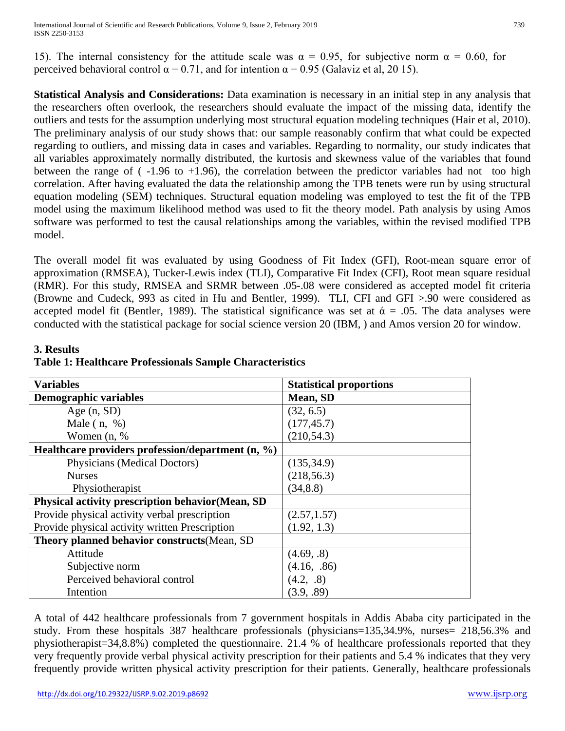15). The internal consistency for the attitude scale was $\alpha = 0.95$, for subjective norm $\alpha = 0.60$, for perceived behavioral control $\alpha = 0.71$, and for intention $\alpha = 0.95$ (Galaviz et al, 20 15).

**Statistical Analysis and Considerations:** Data examination is necessary in an initial step in any analysis that the researchers often overlook, the researchers should evaluate the impact of the missing data, identify the outliers and tests for the assumption underlying most structural equation modeling techniques (Hair et al, 2010). The preliminary analysis of our study shows that: our sample reasonably confirm that what could be expected regarding to outliers, and missing data in cases and variables. Regarding to normality, our study indicates that all variables approximately normally distributed, the kurtosis and skewness value of the variables that found between the range of ( -1.96 to +1.96), the correlation between the predictor variables had not too high correlation. After having evaluated the data the relationship among the TPB tenets were run by using structural equation modeling (SEM) techniques. Structural equation modeling was employed to test the fit of the TPB model using the maximum likelihood method was used to fit the theory model. Path analysis by using Amos software was performed to test the causal relationships among the variables, within the revised modified TPB model.

The overall model fit was evaluated by using Goodness of Fit Index (GFI), Root-mean square error of approximation (RMSEA), Tucker-Lewis index (TLI), Comparative Fit Index (CFI), Root mean square residual (RMR). For this study, RMSEA and SRMR between .05-.08 were considered as accepted model fit criteria (Browne and Cudeck, 993 as cited in Hu and Bentler, 1999). TLI, CFI and GFI >.90 were considered as accepted model fit (Bentler, 1989). The statistical significance was set at $\acute{\alpha} = .05$. The data analyses were conducted with the statistical package for social science version 20 (IBM, ) and Amos version 20 for window.

## 3. Results

**Table 1: Healthcare Professionals Sample Characteristics**

| Variables | Statistical proportions |
|---|---|
| **Demographic variables** | **Mean, SD** |
| Age (n, SD) | (32, 6.5) |
| Male ( n, %) | (177,45.7) |
| Women (n, % | (210,54.3) |
| **Healthcare providers profession/department (n, %)** | |
| Physicians (Medical Doctors) | (135,34.9) |
| Nurses | (218,56.3) |
| Physiotherapist | (34,8.8) |
| **Physical activity prescription behavior(Mean, SD** | |
| Provide physical activity verbal prescription | (2.57,1.57) |
| Provide physical activity written Prescription | (1.92, 1.3) |
| **Theory planned behavior constructs**(Mean, SD | |
| Attitude | (4.69, .8) |
| Subjective norm | (4.16, .86) |
| Perceived behavioral control | (4.2, .8) |
| Intention | (3.9, .89) |

A total of 442 healthcare professionals from 7 government hospitals in Addis Ababa city participated in the study. From these hospitals 387 healthcare professionals (physicians=135,34.9%, nurses= 218,56.3% and physiotherapist=34,8.8%) completed the questionnaire. 21.4 % of healthcare professionals reported that they very frequently provide verbal physical activity prescription for their patients and 5.4 % indicates that they very frequently provide written physical activity prescription for their patients. Generally, healthcare professionals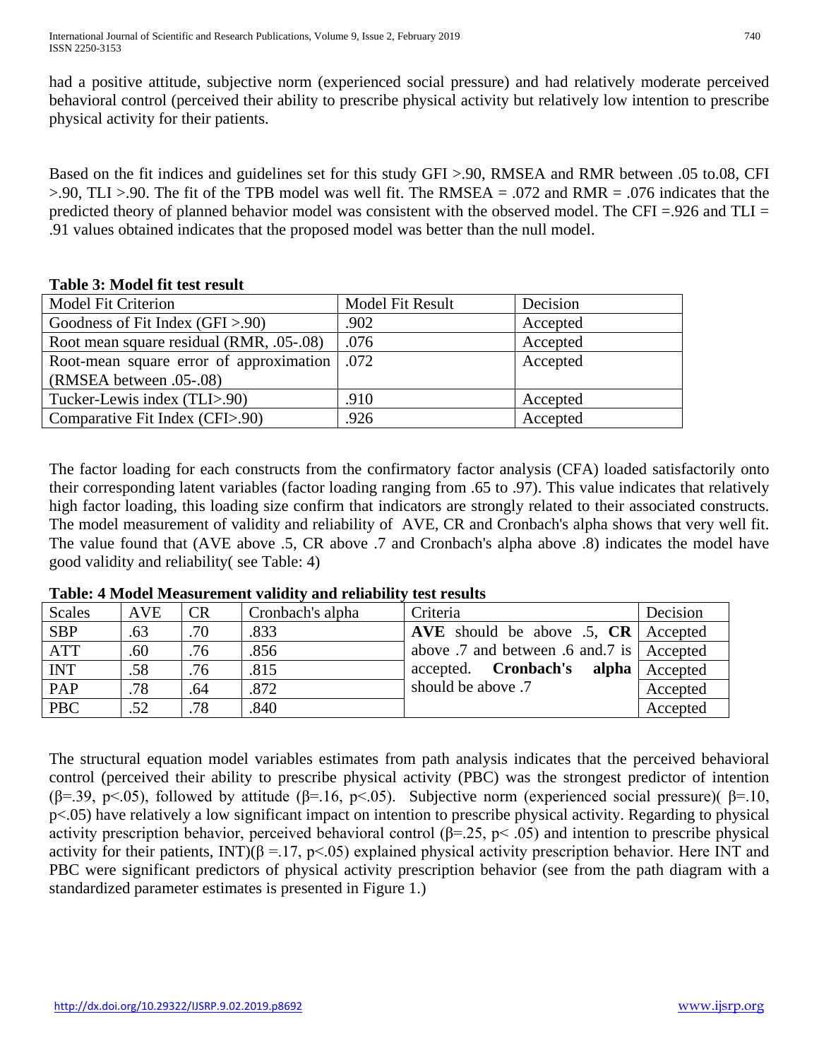had a positive attitude, subjective norm (experienced social pressure) and had relatively moderate perceived behavioral control (perceived their ability to prescribe physical activity but relatively low intention to prescribe physical activity for their patients.

Based on the fit indices and guidelines set for this study GFI >.90, RMSEA and RMR between .05 to.08, CFI >.90, TLI >.90. The fit of the TPB model was well fit. The RMSEA = .072 and RMR = .076 indicates that the predicted theory of planned behavior model was consistent with the observed model. The CFI =.926 and TLI = .91 values obtained indicates that the proposed model was better than the null model.

**Table 3: Model fit test result**

| Model Fit Criterion | Model Fit Result | Decision |
|---|---|---|
| Goodness of Fit Index (GFI >.90) | .902 | Accepted |
| Root mean square residual (RMR, .05-.08) | .076 | Accepted |
| Root-mean square error of approximation (RMSEA between .05-.08) | .072 | Accepted |
| Tucker-Lewis index (TLI>.90) | .910 | Accepted |
| Comparative Fit Index (CFI>.90) | .926 | Accepted |

The factor loading for each constructs from the confirmatory factor analysis (CFA) loaded satisfactorily onto their corresponding latent variables (factor loading ranging from .65 to .97). This value indicates that relatively high factor loading, this loading size confirm that indicators are strongly related to their associated constructs. The model measurement of validity and reliability of AVE, CR and Cronbach's alpha shows that very well fit. The value found that (AVE above .5, CR above .7 and Cronbach's alpha above .8) indicates the model have good validity and reliability( see Table: 4)

**Table: 4 Model Measurement validity and reliability test results**

| Scales | AVE | CR | Cronbach's alpha | Criteria | Decision |
|---|---|---|---|---|---|
| SBP | .63 | .70 | .833 | **AVE** should be above .5, **CR** above .7 and between .6 and.7 is accepted. **Cronbach's alpha** should be above .7 | Accepted |
| ATT | .60 | .76 | .856 | | Accepted |
| INT | .58 | .76 | .815 | | Accepted |
| PAP | .78 | .64 | .872 | | Accepted |
| PBC | .52 | .78 | .840 | | Accepted |

The structural equation model variables estimates from path analysis indicates that the perceived behavioral control (perceived their ability to prescribe physical activity (PBC) was the strongest predictor of intention ($\beta$=.39, $p<.05$), followed by attitude ($\beta$=.16, $p<.05$). Subjective norm (experienced social pressure)( $\beta$=.10, $p<.05$) have relatively a low significant impact on intention to prescribe physical activity. Regarding to physical activity prescription behavior, perceived behavioral control ($\beta$=.25, $p< .05$) and intention to prescribe physical activity for their patients, INT)($\beta$ =.17, $p<.05$) explained physical activity prescription behavior. Here INT and PBC were significant predictors of physical activity prescription behavior (see from the path diagram with a standardized parameter estimates is presented in Figure 1.)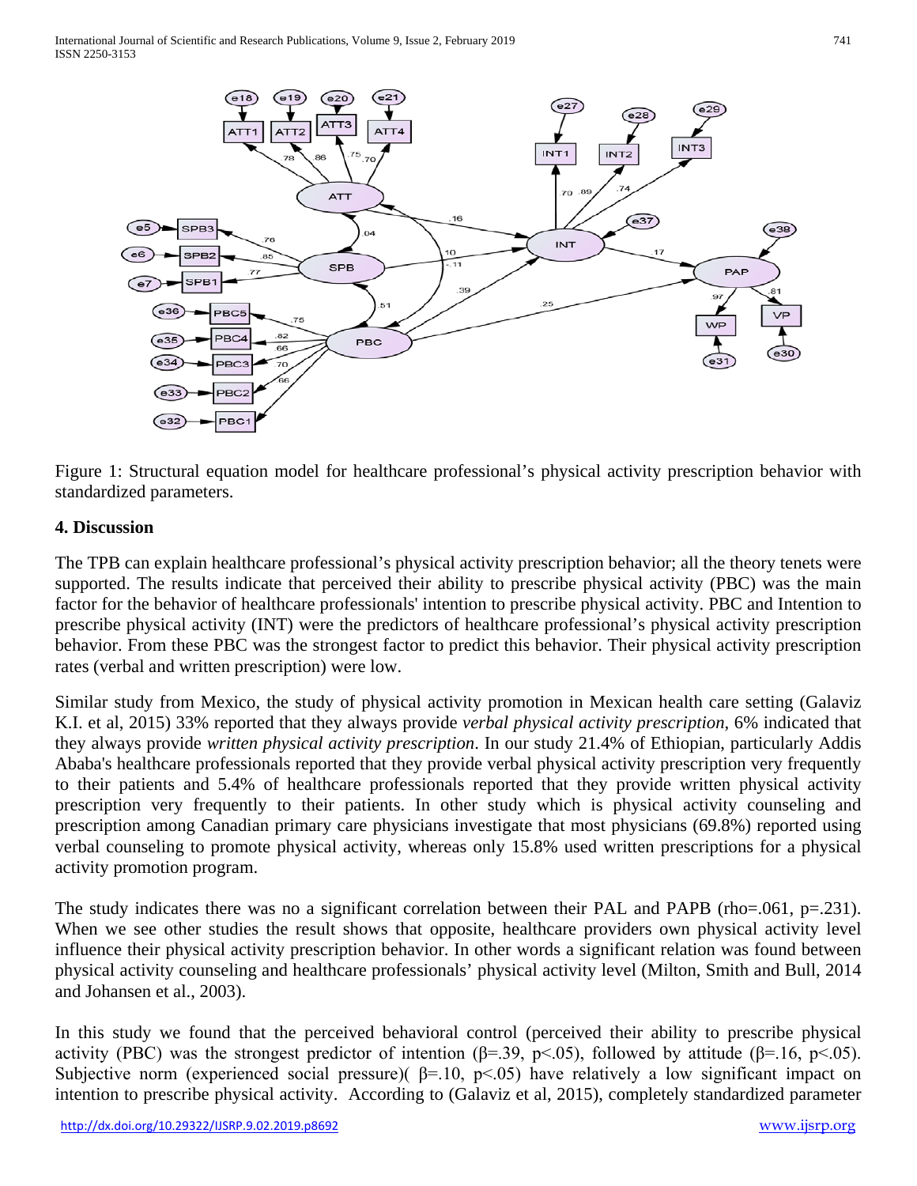Figure 1: Structural equation model for healthcare professional's physical activity prescription behavior with standardized parameters.

## 4. Discussion

The TPB can explain healthcare professional's physical activity prescription behavior; all the theory tenets were supported. The results indicate that perceived their ability to prescribe physical activity (PBC) was the main factor for the behavior of healthcare professionals' intention to prescribe physical activity. PBC and Intention to prescribe physical activity (INT) were the predictors of healthcare professional's physical activity prescription behavior. From these PBC was the strongest factor to predict this behavior. Their physical activity prescription rates (verbal and written prescription) were low.

Similar study from Mexico, the study of physical activity promotion in Mexican health care setting (Galaviz K.I. et al, 2015) 33% reported that they always provide *verbal physical activity prescription*, 6% indicated that they always provide *written physical activity prescription*. In our study 21.4% of Ethiopian, particularly Addis Ababa's healthcare professionals reported that they provide verbal physical activity prescription very frequently to their patients and 5.4% of healthcare professionals reported that they provide written physical activity prescription very frequently to their patients. In other study which is physical activity counseling and prescription among Canadian primary care physicians investigate that most physicians (69.8%) reported using verbal counseling to promote physical activity, whereas only 15.8% used written prescriptions for a physical activity promotion program.

The study indicates there was no a significant correlation between their PAL and PAPB (rho=.061, p=.231). When we see other studies the result shows that opposite, healthcare providers own physical activity level influence their physical activity prescription behavior. In other words a significant relation was found between physical activity counseling and healthcare professionals' physical activity level (Milton, Smith and Bull, 2014 and Johansen et al., 2003).

In this study we found that the perceived behavioral control (perceived their ability to prescribe physical activity (PBC) was the strongest predictor of intention ($\beta$=.39, $p<.05$), followed by attitude ($\beta$=.16, $p<.05$). Subjective norm (experienced social pressure)( $\beta$=.10, $p<.05$) have relatively a low significant impact on intention to prescribe physical activity. According to (Galaviz et al, 2015), completely standardized parameter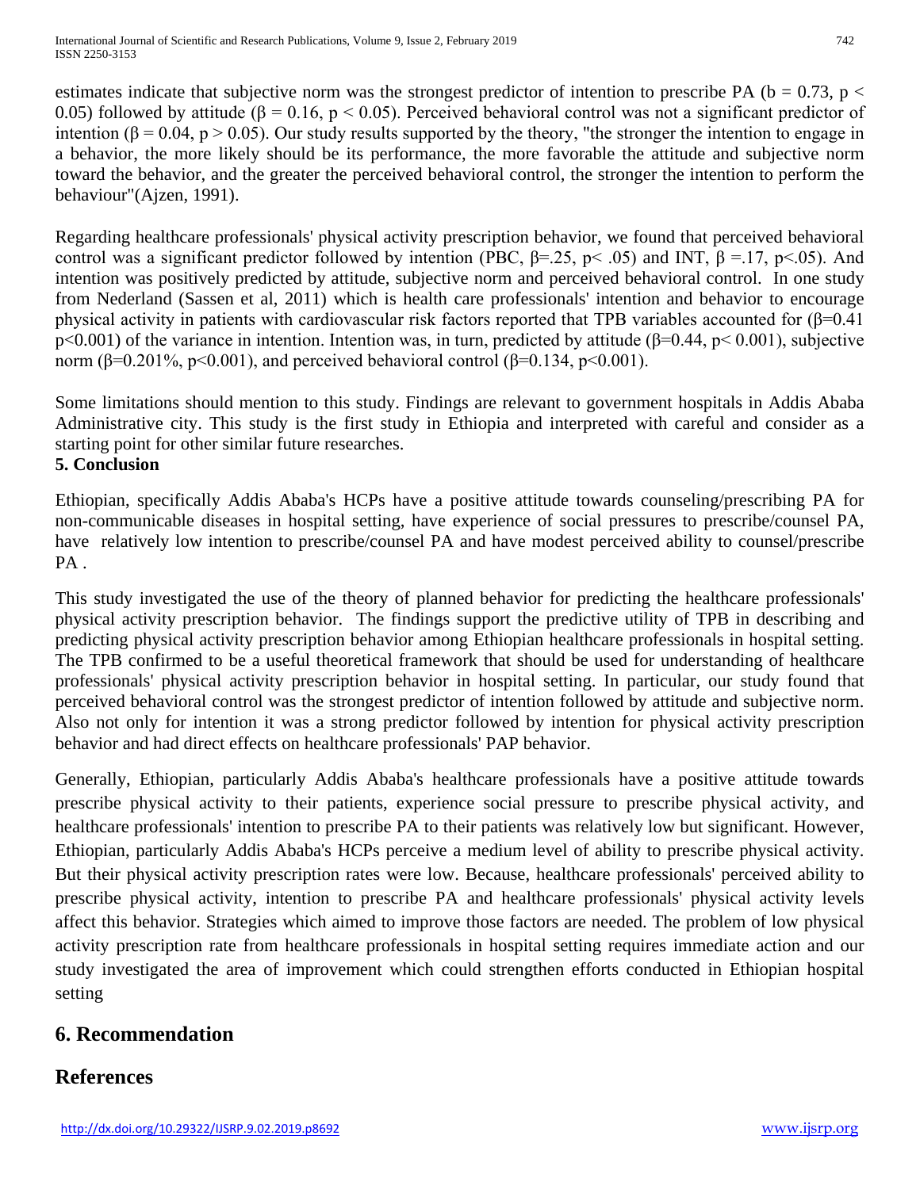estimates indicate that subjective norm was the strongest predictor of intention to prescribe PA ($b = 0.73$, $p < 0.05$) followed by attitude ($\beta = 0.16$, $p < 0.05$). Perceived behavioral control was not a significant predictor of intention ($\beta = 0.04$, $p > 0.05$). Our study results supported by the theory, "the stronger the intention to engage in a behavior, the more likely should be its performance, the more favorable the attitude and subjective norm toward the behavior, and the greater the perceived behavioral control, the stronger the intention to perform the behaviour"(Ajzen, 1991).

Regarding healthcare professionals' physical activity prescription behavior, we found that perceived behavioral control was a significant predictor followed by intention (PBC, $\beta=.25$, $p< .05$) and INT, $\beta =.17$, $p<.05$). And intention was positively predicted by attitude, subjective norm and perceived behavioral control. In one study from Nederland (Sassen et al, 2011) which is health care professionals' intention and behavior to encourage physical activity in patients with cardiovascular risk factors reported that TPB variables accounted for ($\beta=0.41$ $p<0.001$) of the variance in intention. Intention was, in turn, predicted by attitude ($\beta=0.44$, $p< 0.001$), subjective norm ($\beta=0.201\%$, $p<0.001$), and perceived behavioral control ($\beta=0.134$, $p<0.001$).

Some limitations should mention to this study. Findings are relevant to government hospitals in Addis Ababa Administrative city. This study is the first study in Ethiopia and interpreted with careful and consider as a starting point for other similar future researches.

**5. Conclusion**

Ethiopian, specifically Addis Ababa's HCPs have a positive attitude towards counseling/prescribing PA for non-communicable diseases in hospital setting, have experience of social pressures to prescribe/counsel PA, have relatively low intention to prescribe/counsel PA and have modest perceived ability to counsel/prescribe PA .

This study investigated the use of the theory of planned behavior for predicting the healthcare professionals' physical activity prescription behavior. The findings support the predictive utility of TPB in describing and predicting physical activity prescription behavior among Ethiopian healthcare professionals in hospital setting. The TPB confirmed to be a useful theoretical framework that should be used for understanding of healthcare professionals' physical activity prescription behavior in hospital setting. In particular, our study found that perceived behavioral control was the strongest predictor of intention followed by attitude and subjective norm. Also not only for intention it was a strong predictor followed by intention for physical activity prescription behavior and had direct effects on healthcare professionals' PAP behavior.

Generally, Ethiopian, particularly Addis Ababa's healthcare professionals have a positive attitude towards prescribe physical activity to their patients, experience social pressure to prescribe physical activity, and healthcare professionals' intention to prescribe PA to their patients was relatively low but significant. However, Ethiopian, particularly Addis Ababa's HCPs perceive a medium level of ability to prescribe physical activity. But their physical activity prescription rates were low. Because, healthcare professionals' perceived ability to prescribe physical activity, intention to prescribe PA and healthcare professionals' physical activity levels affect this behavior. Strategies which aimed to improve those factors are needed. The problem of low physical activity prescription rate from healthcare professionals in hospital setting requires immediate action and our study investigated the area of improvement which could strengthen efforts conducted in Ethiopian hospital setting

## 6. Recommendation

## References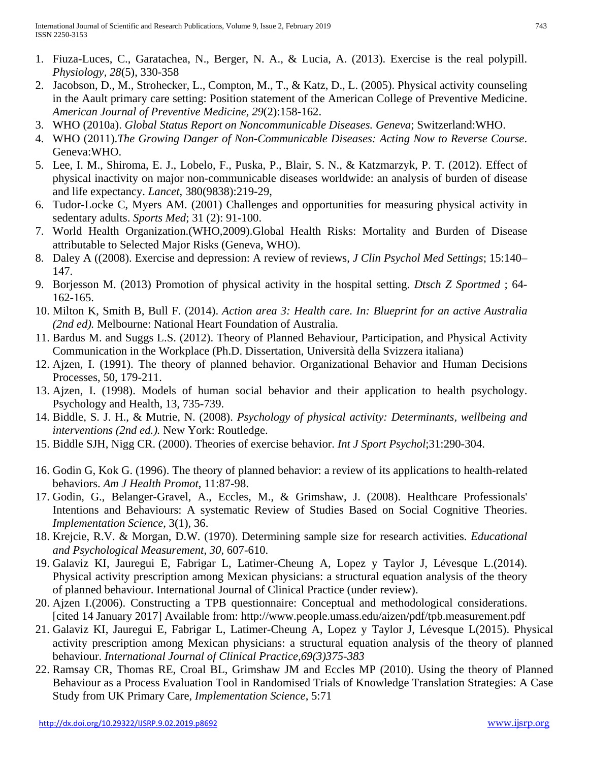1. Fiuza-Luces, C., Garatachea, N., Berger, N. A., & Lucia, A. (2013). Exercise is the real polypill. *Physiology, 28*(5), 330-358
2. Jacobson, D., M., Strohecker, L., Compton, M., T., & Katz, D., L. (2005). Physical activity counseling in the Aault primary care setting: Position statement of the American College of Preventive Medicine. *American Journal of Preventive Medicine, 29*(2):158-162.
3. WHO (2010a). *Global Status Report on Noncommunicable Diseases. Geneva*; Switzerland:WHO.
4. WHO (2011).*The Growing Danger of Non-Communicable Diseases: Acting Now to Reverse Course*. Geneva:WHO.
5. Lee, I. M., Shiroma, E. J., Lobelo, F., Puska, P., Blair, S. N., & Katzmarzyk, P. T. (2012). Effect of physical inactivity on major non-communicable diseases worldwide: an analysis of burden of disease and life expectancy. *Lancet*, 380(9838):219-29,
6. Tudor-Locke C, Myers AM. (2001) Challenges and opportunities for measuring physical activity in sedentary adults. *Sports Med*; 31 (2): 91-100.
7. World Health Organization.(WHO,2009).Global Health Risks: Mortality and Burden of Disease attributable to Selected Major Risks (Geneva, WHO).
8. Daley A ((2008). Exercise and depression: A review of reviews, *J Clin Psychol Med Settings*; 15:140–147.
9. Borjesson M. (2013) Promotion of physical activity in the hospital setting. *Dtsch Z Sportmed* ; 64-162-165.
10. Milton K, Smith B, Bull F. (2014). *Action area 3: Health care. In: Blueprint for an active Australia (2nd ed).* Melbourne: National Heart Foundation of Australia.
11. Bardus M. and Suggs L.S. (2012). Theory of Planned Behaviour, Participation, and Physical Activity Communication in the Workplace (Ph.D. Dissertation, Università della Svizzera italiana)
12. Ajzen, I. (1991). The theory of planned behavior. Organizational Behavior and Human Decisions Processes, 50, 179-211.
13. Ajzen, I. (1998). Models of human social behavior and their application to health psychology. Psychology and Health, 13, 735-739.
14. Biddle, S. J. H., & Mutrie, N. (2008). *Psychology of physical activity: Determinants, wellbeing and interventions (2nd ed.).* New York: Routledge.
15. Biddle SJH, Nigg CR. (2000). Theories of exercise behavior. *Int J Sport Psychol*;31:290-304.
16. Godin G, Kok G. (1996). The theory of planned behavior: a review of its applications to health-related behaviors. *Am J Health Promot*, 11:87-98.
17. Godin, G., Belanger-Gravel, A., Eccles, M., & Grimshaw, J. (2008). Healthcare Professionals' Intentions and Behaviours: A systematic Review of Studies Based on Social Cognitive Theories. *Implementation Science*, 3(1), 36.
18. Krejcie, R.V. & Morgan, D.W. (1970). Determining sample size for research activities. *Educational and Psychological Measurement*, *30*, 607-610.
19. Galaviz KI, Jauregui E, Fabrigar L, Latimer-Cheung A, Lopez y Taylor J, Lévesque L.(2014). Physical activity prescription among Mexican physicians: a structural equation analysis of the theory of planned behaviour. International Journal of Clinical Practice (under review).
20. Ajzen I.(2006). Constructing a TPB questionnaire: Conceptual and methodological considerations. [cited 14 January 2017] Available from: http://www.people.umass.edu/aizen/pdf/tpb.measurement.pdf
21. Galaviz KI, Jauregui E, Fabrigar L, Latimer-Cheung A, Lopez y Taylor J, Lévesque L(2015). Physical activity prescription among Mexican physicians: a structural equation analysis of the theory of planned behaviour. *International Journal of Clinical Practice,69(3)375-383*
22. Ramsay CR, Thomas RE, Croal BL, Grimshaw JM and Eccles MP (2010). Using the theory of Planned Behaviour as a Process Evaluation Tool in Randomised Trials of Knowledge Translation Strategies: A Case Study from UK Primary Care, *Implementation Science*, 5:71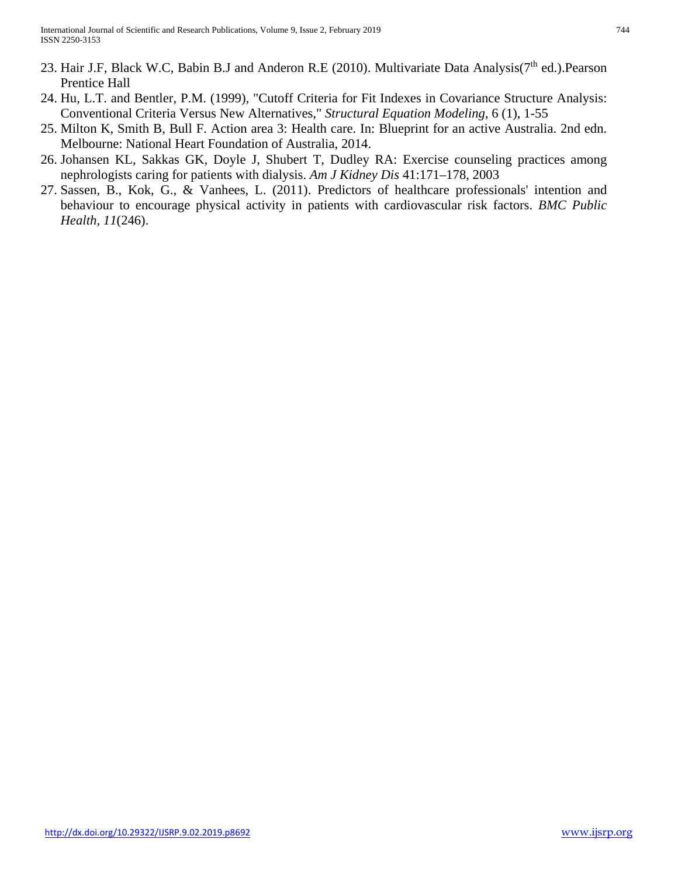23. Hair J.F, Black W.C, Babin B.J and Anderon R.E (2010). Multivariate Data Analysis(7th ed.).Pearson Prentice Hall
24. Hu, L.T. and Bentler, P.M. (1999), "Cutoff Criteria for Fit Indexes in Covariance Structure Analysis: Conventional Criteria Versus New Alternatives," *Structural Equation Modeling*, 6 (1), 1-55
25. Milton K, Smith B, Bull F. Action area 3: Health care. In: Blueprint for an active Australia. 2nd edn. Melbourne: National Heart Foundation of Australia, 2014.
26. Johansen KL, Sakkas GK, Doyle J, Shubert T, Dudley RA: Exercise counseling practices among nephrologists caring for patients with dialysis. *Am J Kidney Dis* 41:171–178, 2003
27. Sassen, B., Kok, G., & Vanhees, L. (2011). Predictors of healthcare professionals' intention and behaviour to encourage physical activity in patients with cardiovascular risk factors. *BMC Public Health, 11*(246).